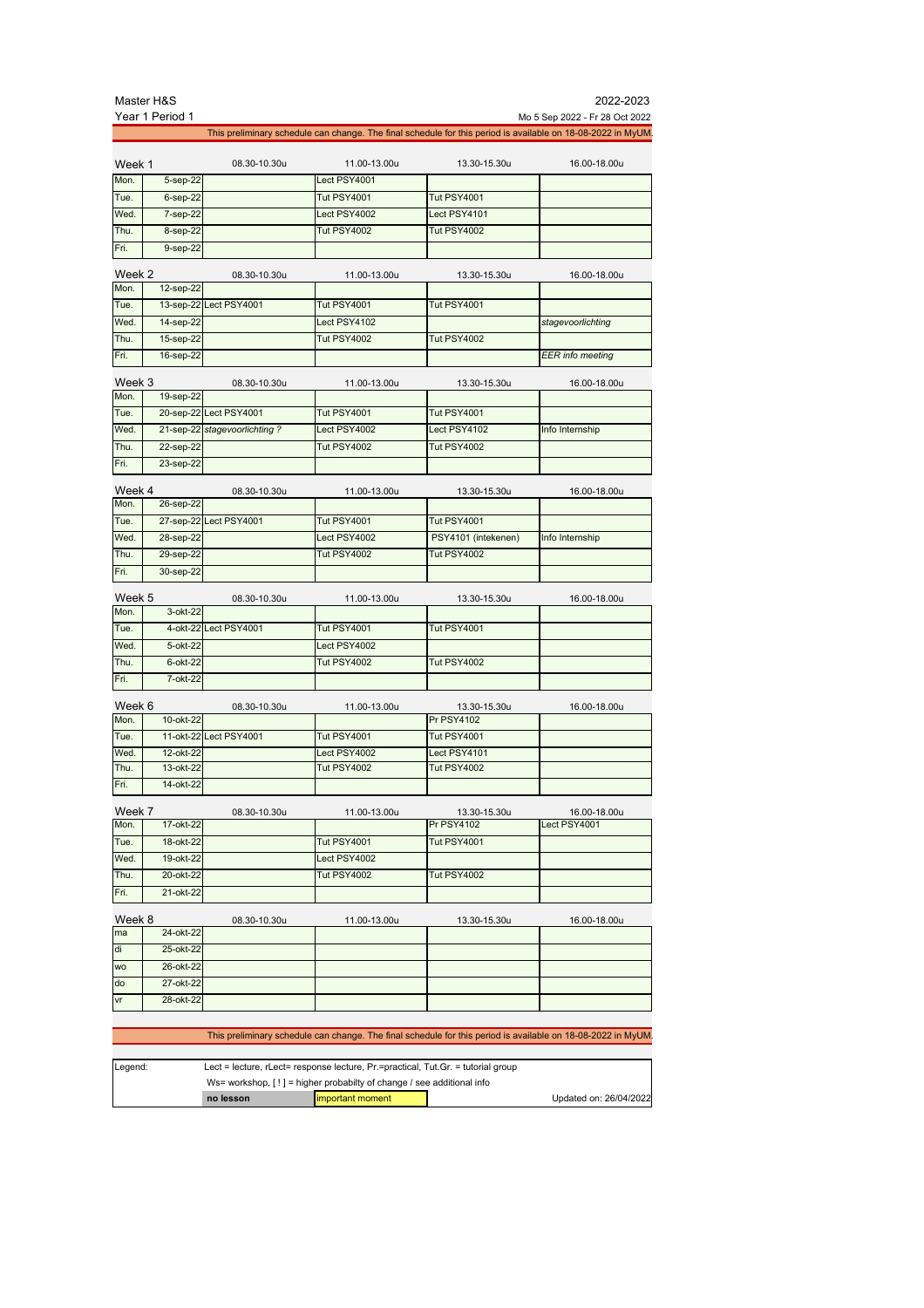Master H&S — 2022-2023

Year 1 Period 1 — Mo 5 Sep 2022 - Fr 28 Oct 2022

This preliminary schedule can change. The final schedule for this period is available on 18-08-2022 in MyUM.

| Week 1 | | 08.30-10.30u | 11.00-13.00u | 13.30-15.30u | 16.00-18.00u |
|---|---|---|---|---|---|
| Mon. | 5-sep-22 | | Lect PSY4001 | | |
| Tue. | 6-sep-22 | | Tut PSY4001 | Tut PSY4001 | |
| Wed. | 7-sep-22 | | Lect PSY4002 | Lect PSY4101 | |
| Thu. | 8-sep-22 | | Tut PSY4002 | Tut PSY4002 | |
| Fri. | 9-sep-22 | | | | |

| Week 2 | | 08.30-10.30u | 11.00-13.00u | 13.30-15.30u | 16.00-18.00u |
|---|---|---|---|---|---|
| Mon. | 12-sep-22 | | | | |
| Tue. | 13-sep-22 | Lect PSY4001 | Tut PSY4001 | Tut PSY4001 | |
| Wed. | 14-sep-22 | | Lect PSY4102 | | *stagevoorlichting* |
| Thu. | 15-sep-22 | | Tut PSY4002 | Tut PSY4002 | |
| Fri. | 16-sep-22 | | | | *EER info meeting* |

| Week 3 | | 08.30-10.30u | 11.00-13.00u | 13.30-15.30u | 16.00-18.00u |
|---|---|---|---|---|---|
| Mon. | 19-sep-22 | | | | |
| Tue. | 20-sep-22 | Lect PSY4001 | Tut PSY4001 | Tut PSY4001 | |
| Wed. | 21-sep-22 | *stagevoorlichting ?* | Lect PSY4002 | Lect PSY4102 | Info Internship |
| Thu. | 22-sep-22 | | Tut PSY4002 | Tut PSY4002 | |
| Fri. | 23-sep-22 | | | | |

| Week 4 | | 08.30-10.30u | 11.00-13.00u | 13.30-15.30u | 16.00-18.00u |
|---|---|---|---|---|---|
| Mon. | 26-sep-22 | | | | |
| Tue. | 27-sep-22 | Lect PSY4001 | Tut PSY4001 | Tut PSY4001 | |
| Wed. | 28-sep-22 | | Lect PSY4002 | PSY4101 (intekenen) | Info Internship |
| Thu. | 29-sep-22 | | Tut PSY4002 | Tut PSY4002 | |
| Fri. | 30-sep-22 | | | | |

| Week 5 | | 08.30-10.30u | 11.00-13.00u | 13.30-15.30u | 16.00-18.00u |
|---|---|---|---|---|---|
| Mon. | 3-okt-22 | | | | |
| Tue. | 4-okt-22 | Lect PSY4001 | Tut PSY4001 | Tut PSY4001 | |
| Wed. | 5-okt-22 | | Lect PSY4002 | | |
| Thu. | 6-okt-22 | | Tut PSY4002 | Tut PSY4002 | |
| Fri. | 7-okt-22 | | | | |

| Week 6 | | 08.30-10.30u | 11.00-13.00u | 13.30-15.30u | 16.00-18.00u |
|---|---|---|---|---|---|
| Mon. | 10-okt-22 | | | Pr PSY4102 | |
| Tue. | 11-okt-22 | Lect PSY4001 | Tut PSY4001 | Tut PSY4001 | |
| Wed. | 12-okt-22 | | Lect PSY4002 | Lect PSY4101 | |
| Thu. | 13-okt-22 | | Tut PSY4002 | Tut PSY4002 | |
| Fri. | 14-okt-22 | | | | |

| Week 7 | | 08.30-10.30u | 11.00-13.00u | 13.30-15.30u | 16.00-18.00u |
|---|---|---|---|---|---|
| Mon. | 17-okt-22 | | | Pr PSY4102 | Lect PSY4001 |
| Tue. | 18-okt-22 | | Tut PSY4001 | Tut PSY4001 | |
| Wed. | 19-okt-22 | | Lect PSY4002 | | |
| Thu. | 20-okt-22 | | Tut PSY4002 | Tut PSY4002 | |
| Fri. | 21-okt-22 | | | | |

| Week 8 | | 08.30-10.30u | 11.00-13.00u | 13.30-15.30u | 16.00-18.00u |
|---|---|---|---|---|---|
| ma | 24-okt-22 | | | | |
| di | 25-okt-22 | | | | |
| wo | 26-okt-22 | | | | |
| do | 27-okt-22 | | | | |
| vr | 28-okt-22 | | | | |

This preliminary schedule can change. The final schedule for this period is available on 18-08-2022 in MyUM.

| Legend: | Lect = lecture, rLect= response lecture, Pr.=practical, Tut.Gr. = tutorial group | | |
|---|---|---|---|
| | Ws= workshop, [ ! ] = higher probabilty of change / see additional info | | |
| | **no lesson** | important moment | Updated on: 26/04/2022 |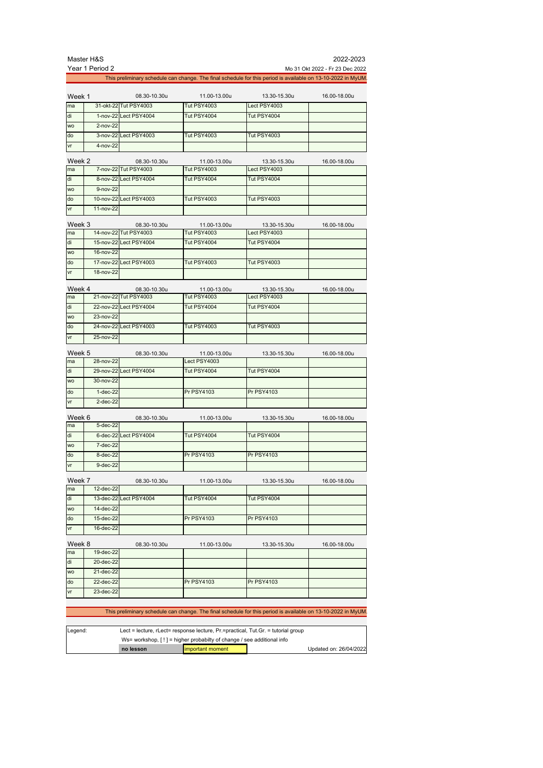Master H&S 2022-2023

Year 1 Period 2 Mo 31 Okt 2022 - Fr 23 Dec 2022

This preliminary schedule can change. The final schedule for this period is available on 13-10-2022 in MyUM.

| Week 1 | | 08.30-10.30u | 11.00-13.00u | 13.30-15.30u | 16.00-18.00u |
|---|---|---|---|---|---|
| ma | 31-okt-22 | Tut PSY4003 | Tut PSY4003 | Lect PSY4003 | |
| di | 1-nov-22 | Lect PSY4004 | Tut PSY4004 | Tut PSY4004 | |
| wo | 2-nov-22 | | | | |
| do | 3-nov-22 | Lect PSY4003 | Tut PSY4003 | Tut PSY4003 | |
| vr | 4-nov-22 | | | | |

| Week 2 | | 08.30-10.30u | 11.00-13.00u | 13.30-15.30u | 16.00-18.00u |
|---|---|---|---|---|---|
| ma | 7-nov-22 | Tut PSY4003 | Tut PSY4003 | Lect PSY4003 | |
| di | 8-nov-22 | Lect PSY4004 | Tut PSY4004 | Tut PSY4004 | |
| wo | 9-nov-22 | | | | |
| do | 10-nov-22 | Lect PSY4003 | Tut PSY4003 | Tut PSY4003 | |
| vr | 11-nov-22 | | | | |

| Week 3 | | 08.30-10.30u | 11.00-13.00u | 13.30-15.30u | 16.00-18.00u |
|---|---|---|---|---|---|
| ma | 14-nov-22 | Tut PSY4003 | Tut PSY4003 | Lect PSY4003 | |
| di | 15-nov-22 | Lect PSY4004 | Tut PSY4004 | Tut PSY4004 | |
| wo | 16-nov-22 | | | | |
| do | 17-nov-22 | Lect PSY4003 | Tut PSY4003 | Tut PSY4003 | |
| vr | 18-nov-22 | | | | |

| Week 4 | | 08.30-10.30u | 11.00-13.00u | 13.30-15.30u | 16.00-18.00u |
|---|---|---|---|---|---|
| ma | 21-nov-22 | Tut PSY4003 | Tut PSY4003 | Lect PSY4003 | |
| di | 22-nov-22 | Lect PSY4004 | Tut PSY4004 | Tut PSY4004 | |
| wo | 23-nov-22 | | | | |
| do | 24-nov-22 | Lect PSY4003 | Tut PSY4003 | Tut PSY4003 | |
| vr | 25-nov-22 | | | | |

| Week 5 | | 08.30-10.30u | 11.00-13.00u | 13.30-15.30u | 16.00-18.00u |
|---|---|---|---|---|---|
| ma | 28-nov-22 | | Lect PSY4003 | | |
| di | 29-nov-22 | Lect PSY4004 | Tut PSY4004 | Tut PSY4004 | |
| wo | 30-nov-22 | | | | |
| do | 1-dec-22 | | Pr PSY4103 | Pr PSY4103 | |
| vr | 2-dec-22 | | | | |

| Week 6 | | 08.30-10.30u | 11.00-13.00u | 13.30-15.30u | 16.00-18.00u |
|---|---|---|---|---|---|
| ma | 5-dec-22 | | | | |
| di | 6-dec-22 | Lect PSY4004 | Tut PSY4004 | Tut PSY4004 | |
| wo | 7-dec-22 | | | | |
| do | 8-dec-22 | | Pr PSY4103 | Pr PSY4103 | |
| vr | 9-dec-22 | | | | |

| Week 7 | | 08.30-10.30u | 11.00-13.00u | 13.30-15.30u | 16.00-18.00u |
|---|---|---|---|---|---|
| ma | 12-dec-22 | | | | |
| di | 13-dec-22 | Lect PSY4004 | Tut PSY4004 | Tut PSY4004 | |
| wo | 14-dec-22 | | | | |
| do | 15-dec-22 | | Pr PSY4103 | Pr PSY4103 | |
| vr | 16-dec-22 | | | | |

| Week 8 | | 08.30-10.30u | 11.00-13.00u | 13.30-15.30u | 16.00-18.00u |
|---|---|---|---|---|---|
| ma | 19-dec-22 | | | | |
| di | 20-dec-22 | | | | |
| wo | 21-dec-22 | | | | |
| do | 22-dec-22 | | Pr PSY4103 | Pr PSY4103 | |
| vr | 23-dec-22 | | | | |

This preliminary schedule can change. The final schedule for this period is available on 13-10-2022 in MyUM.

| Legend: | Lect = lecture, rLect= response lecture, Pr.=practical, Tut.Gr. = tutorial group | | |
|---|---|---|---|
| | Ws= workshop, [ ! ] = higher probabilty of change / see additional info | | |
| | **no lesson** | important moment | Updated on: 26/04/2022 |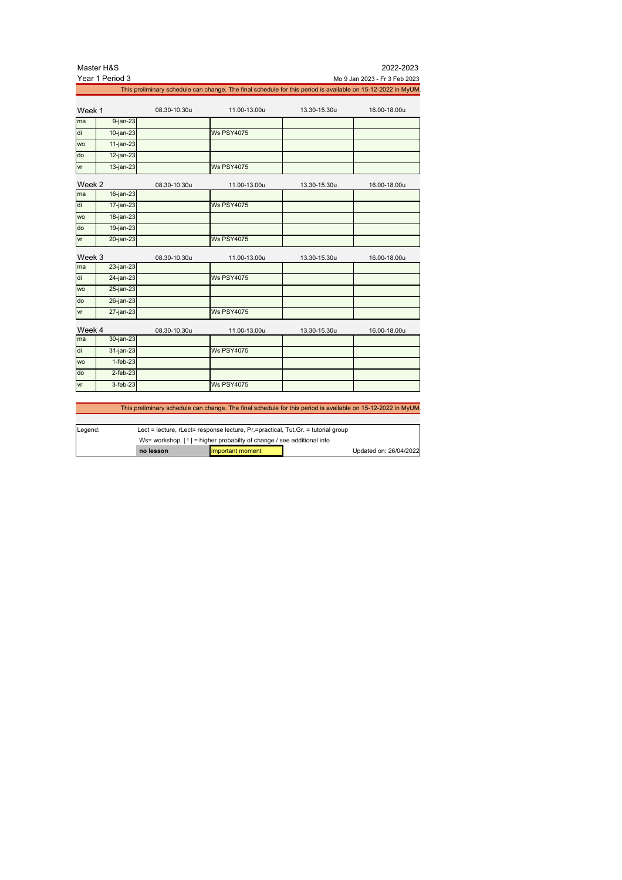Master H&S

Year 1 Period 3

2022-2023

Mo 9 Jan 2023 - Fr 3 Feb 2023

This preliminary schedule can change. The final schedule for this period is available on 15-12-2022 in MyUM.

| Week 1 | | 08.30-10.30u | 11.00-13.00u | 13.30-15.30u | 16.00-18.00u |
|---|---|---|---|---|---|
| ma | 9-jan-23 | | | | |
| di | 10-jan-23 | | Ws PSY4075 | | |
| wo | 11-jan-23 | | | | |
| do | 12-jan-23 | | | | |
| vr | 13-jan-23 | | Ws PSY4075 | | |

| Week 2 | | 08.30-10.30u | 11.00-13.00u | 13.30-15.30u | 16.00-18.00u |
|---|---|---|---|---|---|
| ma | 16-jan-23 | | | | |
| di | 17-jan-23 | | Ws PSY4075 | | |
| wo | 18-jan-23 | | | | |
| do | 19-jan-23 | | | | |
| vr | 20-jan-23 | | Ws PSY4075 | | |

| Week 3 | | 08.30-10.30u | 11.00-13.00u | 13.30-15.30u | 16.00-18.00u |
|---|---|---|---|---|---|
| ma | 23-jan-23 | | | | |
| di | 24-jan-23 | | Ws PSY4075 | | |
| wo | 25-jan-23 | | | | |
| do | 26-jan-23 | | | | |
| vr | 27-jan-23 | | Ws PSY4075 | | |

| Week 4 | | 08.30-10.30u | 11.00-13.00u | 13.30-15.30u | 16.00-18.00u |
|---|---|---|---|---|---|
| ma | 30-jan-23 | | | | |
| di | 31-jan-23 | | Ws PSY4075 | | |
| wo | 1-feb-23 | | | | |
| do | 2-feb-23 | | | | |
| vr | 3-feb-23 | | Ws PSY4075 | | |

This preliminary schedule can change. The final schedule for this period is available on 15-12-2022 in MyUM.

Legend: Lect = lecture, rLect= response lecture, Pr.=practical, Tut.Gr. = tutorial group

Ws= workshop, [ ! ] = higher probabilty of change / see additional info

**no lesson** | important moment

Updated on: 26/04/2022